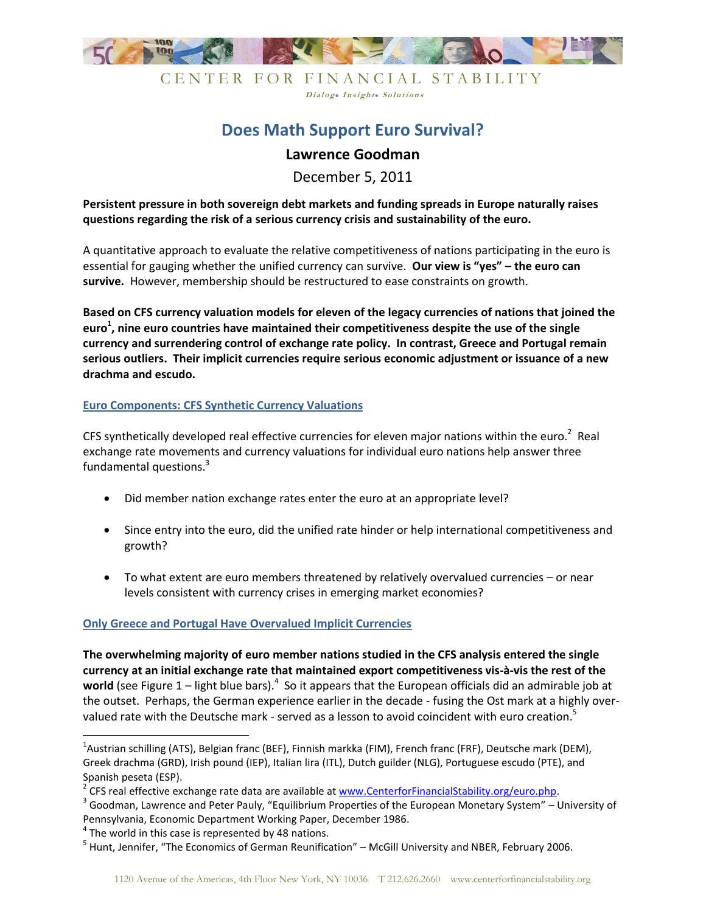CENTER FOR FINANCIAL STABILITY

*Dialog• Insight• Solutions*

# Does Math Support Euro Survival?

**Lawrence Goodman**

December 5, 2011

**Persistent pressure in both sovereign debt markets and funding spreads in Europe naturally raises questions regarding the risk of a serious currency crisis and sustainability of the euro.**

A quantitative approach to evaluate the relative competitiveness of nations participating in the euro is essential for gauging whether the unified currency can survive. **Our view is "yes" – the euro can survive.** However, membership should be restructured to ease constraints on growth.

**Based on CFS currency valuation models for eleven of the legacy currencies of nations that joined the euro[1], nine euro countries have maintained their competitiveness despite the use of the single currency and surrendering control of exchange rate policy. In contrast, Greece and Portugal remain serious outliers. Their implicit currencies require serious economic adjustment or issuance of a new drachma and escudo.**

## Euro Components: CFS Synthetic Currency Valuations

CFS synthetically developed real effective currencies for eleven major nations within the euro.[2] Real exchange rate movements and currency valuations for individual euro nations help answer three fundamental questions.[3]

- Did member nation exchange rates enter the euro at an appropriate level?
- Since entry into the euro, did the unified rate hinder or help international competitiveness and growth?
- To what extent are euro members threatened by relatively overvalued currencies – or near levels consistent with currency crises in emerging market economies?

## Only Greece and Portugal Have Overvalued Implicit Currencies

**The overwhelming majority of euro member nations studied in the CFS analysis entered the single currency at an initial exchange rate that maintained export competitiveness vis-à-vis the rest of the world** (see Figure 1 – light blue bars).[4] So it appears that the European officials did an admirable job at the outset. Perhaps, the German experience earlier in the decade - fusing the Ost mark at a highly over-valued rate with the Deutsche mark - served as a lesson to avoid coincident with euro creation.[5]

---

[1] Austrian schilling (ATS), Belgian franc (BEF), Finnish markka (FIM), French franc (FRF), Deutsche mark (DEM), Greek drachma (GRD), Irish pound (IEP), Italian lira (ITL), Dutch guilder (NLG), Portuguese escudo (PTE), and Spanish peseta (ESP).

[2] CFS real effective exchange rate data are available at www.CenterforFinancialStability.org/euro.php.

[3] Goodman, Lawrence and Peter Pauly, "Equilibrium Properties of the European Monetary System" – University of Pennsylvania, Economic Department Working Paper, December 1986.

[4] The world in this case is represented by 48 nations.

[5] Hunt, Jennifer, "The Economics of German Reunification" – McGill University and NBER, February 2006.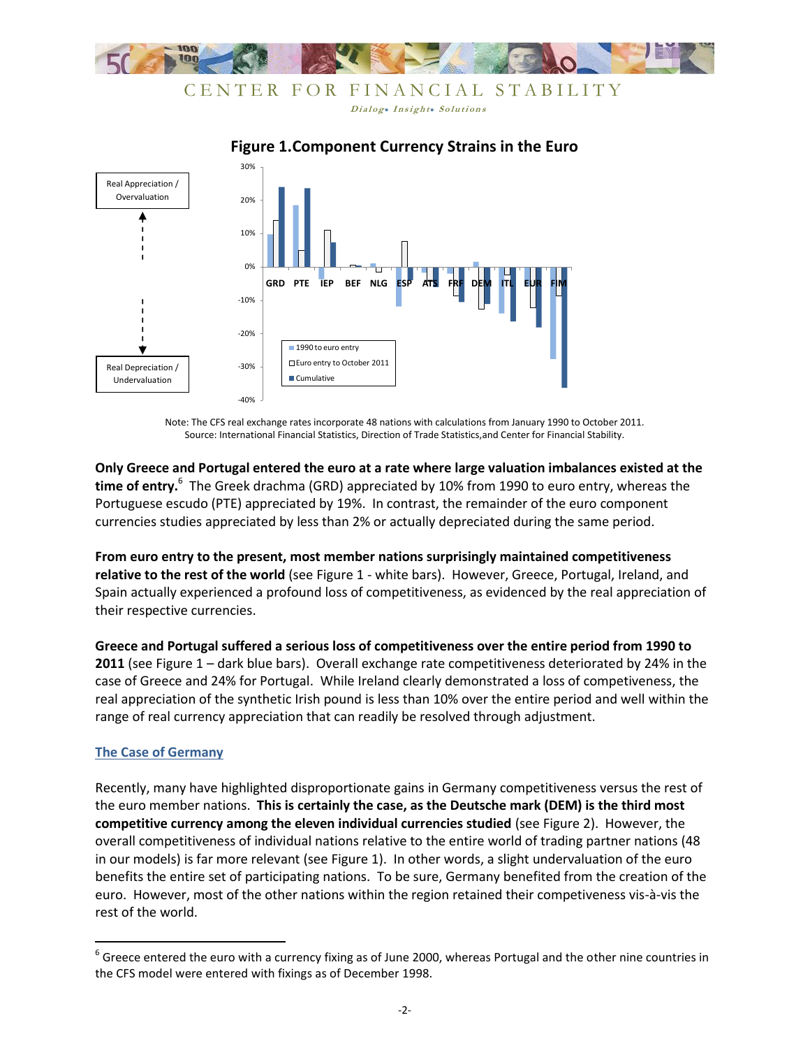**Figure 1.Component Currency Strains in the Euro**

Note: The CFS real exchange rates incorporate 48 nations with calculations from January 1990 to October 2011.
Source: International Financial Statistics, Direction of Trade Statistics,and Center for Financial Stability.

**Only Greece and Portugal entered the euro at a rate where large valuation imbalances existed at the time of entry.**[6] The Greek drachma (GRD) appreciated by 10% from 1990 to euro entry, whereas the Portuguese escudo (PTE) appreciated by 19%. In contrast, the remainder of the euro component currencies studies appreciated by less than 2% or actually depreciated during the same period.

**From euro entry to the present, most member nations surprisingly maintained competitiveness relative to the rest of the world** (see Figure 1 - white bars). However, Greece, Portugal, Ireland, and Spain actually experienced a profound loss of competitiveness, as evidenced by the real appreciation of their respective currencies.

**Greece and Portugal suffered a serious loss of competitiveness over the entire period from 1990 to 2011** (see Figure 1 – dark blue bars). Overall exchange rate competitiveness deteriorated by 24% in the case of Greece and 24% for Portugal. While Ireland clearly demonstrated a loss of competeveness, the real appreciation of the synthetic Irish pound is less than 10% over the entire period and well within the range of real currency appreciation that can readily be resolved through adjustment.

## The Case of Germany

Recently, many have highlighted disproportionate gains in Germany competitiveness versus the rest of the euro member nations. **This is certainly the case, as the Deutsche mark (DEM) is the third most competitive currency among the eleven individual currencies studied** (see Figure 2). However, the overall competitiveness of individual nations relative to the entire world of trading partner nations (48 in our models) is far more relevant (see Figure 1). In other words, a slight undervaluation of the euro benefits the entire set of participating nations. To be sure, Germany benefited from the creation of the euro. However, most of the other nations within the region retained their competiveness vis-à-vis the rest of the world.

[6] Greece entered the euro with a currency fixing as of June 2000, whereas Portugal and the other nine countries in the CFS model were entered with fixings as of December 1998.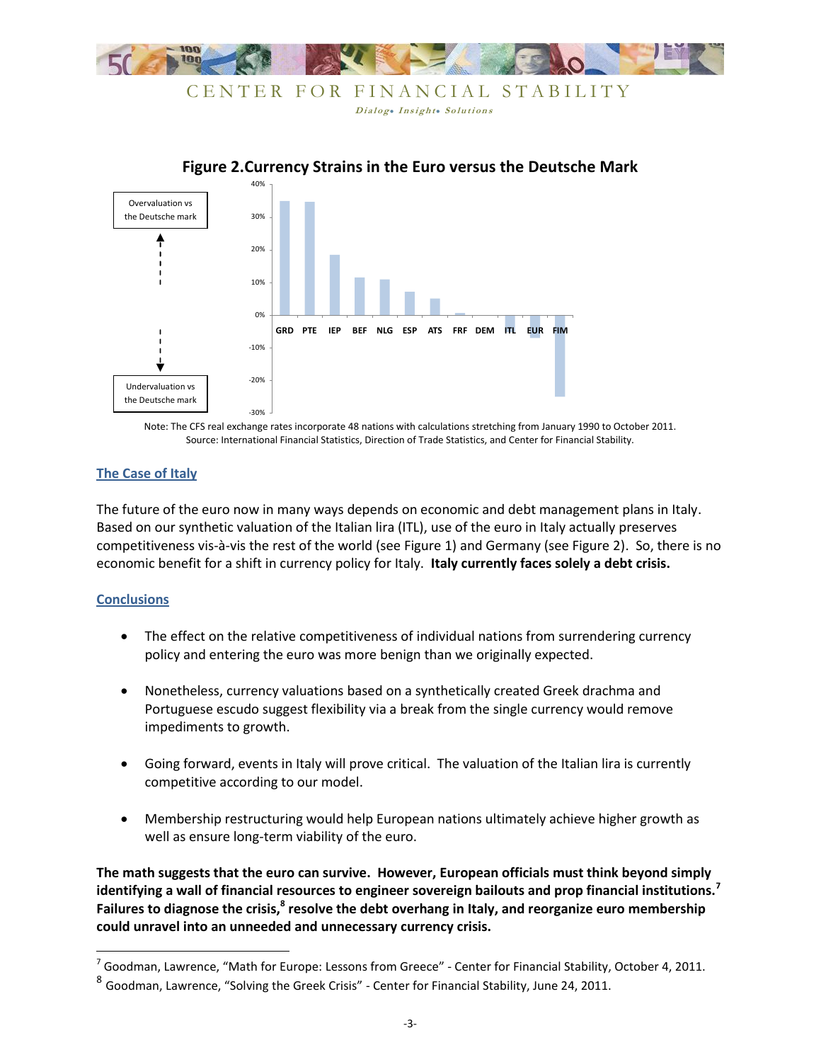**Figure 2.Currency Strains in the Euro versus the Deutsche Mark**

Overvaluation vs the Deutsche mark

Undervaluation vs the Deutsche mark

GRD PTE IEP BEF NLG ESP ATS FRF DEM ITL EUR FIM

Note: The CFS real exchange rates incorporate 48 nations with calculations stretching from January 1990 to October 2011.
Source: International Financial Statistics, Direction of Trade Statistics, and Center for Financial Stability.

## The Case of Italy

The future of the euro now in many ways depends on economic and debt management plans in Italy. Based on our synthetic valuation of the Italian lira (ITL), use of the euro in Italy actually preserves competitiveness vis-à-vis the rest of the world (see Figure 1) and Germany (see Figure 2). So, there is no economic benefit for a shift in currency policy for Italy. **Italy currently faces solely a debt crisis.**

## Conclusions

- The effect on the relative competitiveness of individual nations from surrendering currency policy and entering the euro was more benign than we originally expected.
- Nonetheless, currency valuations based on a synthetically created Greek drachma and Portuguese escudo suggest flexibility via a break from the single currency would remove impediments to growth.
- Going forward, events in Italy will prove critical. The valuation of the Italian lira is currently competitive according to our model.
- Membership restructuring would help European nations ultimately achieve higher growth as well as ensure long-term viability of the euro.

**The math suggests that the euro can survive. However, European officials must think beyond simply identifying a wall of financial resources to engineer sovereign bailouts and prop financial institutions.[7] Failures to diagnose the crisis,[8] resolve the debt overhang in Italy, and reorganize euro membership could unravel into an unneeded and unnecessary currency crisis.**

---

[7] Goodman, Lawrence, "Math for Europe: Lessons from Greece" - Center for Financial Stability, October 4, 2011.

[8] Goodman, Lawrence, "Solving the Greek Crisis" - Center for Financial Stability, June 24, 2011.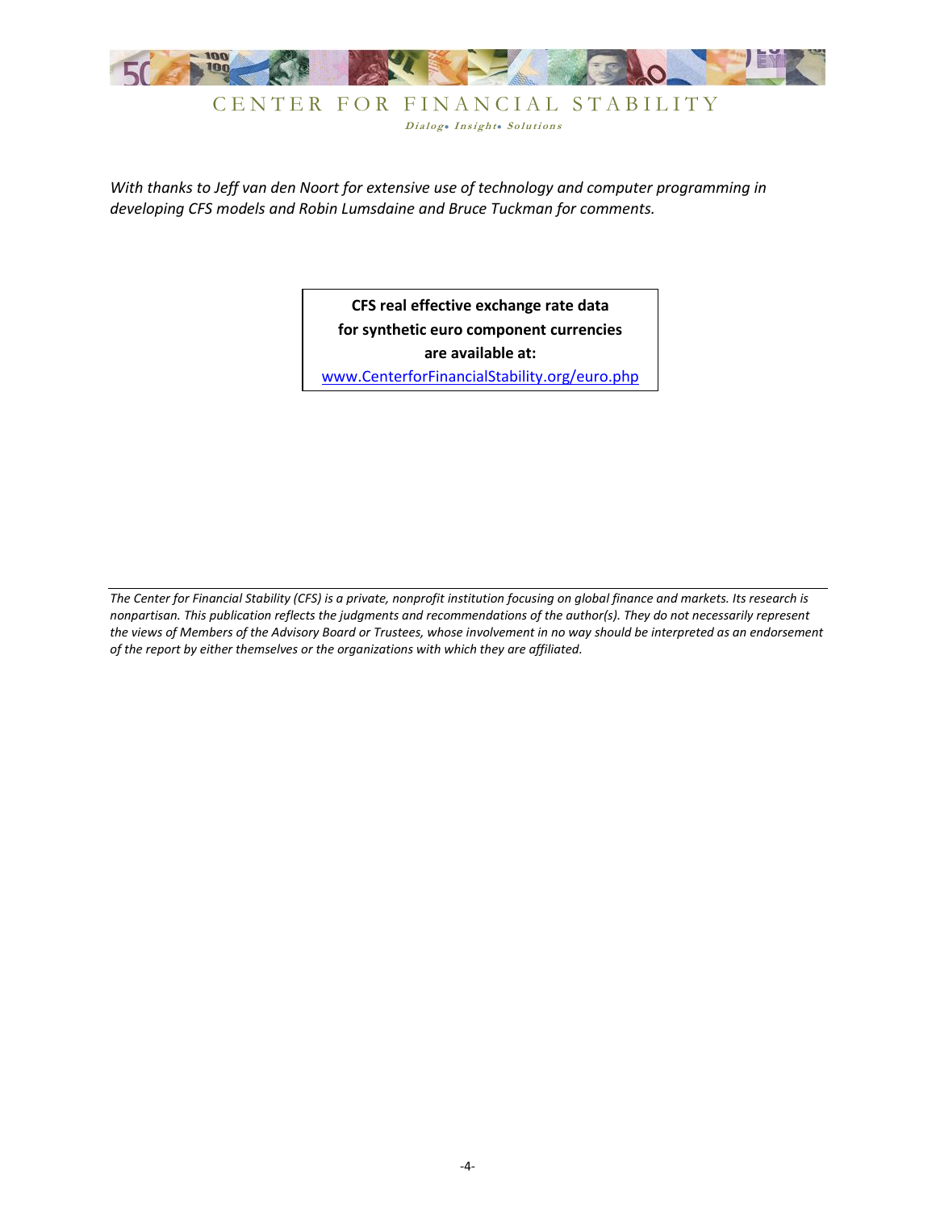CENTER FOR FINANCIAL STABILITY

*Dialog• Insight• Solutions*

*With thanks to Jeff van den Noort for extensive use of technology and computer programming in developing CFS models and Robin Lumsdaine and Bruce Tuckman for comments.*

**CFS real effective exchange rate data for synthetic euro component currencies are available at:**

www.CenterforFinancialStability.org/euro.php

---

*The Center for Financial Stability (CFS) is a private, nonprofit institution focusing on global finance and markets. Its research is nonpartisan. This publication reflects the judgments and recommendations of the author(s). They do not necessarily represent the views of Members of the Advisory Board or Trustees, whose involvement in no way should be interpreted as an endorsement of the report by either themselves or the organizations with which they are affiliated.*